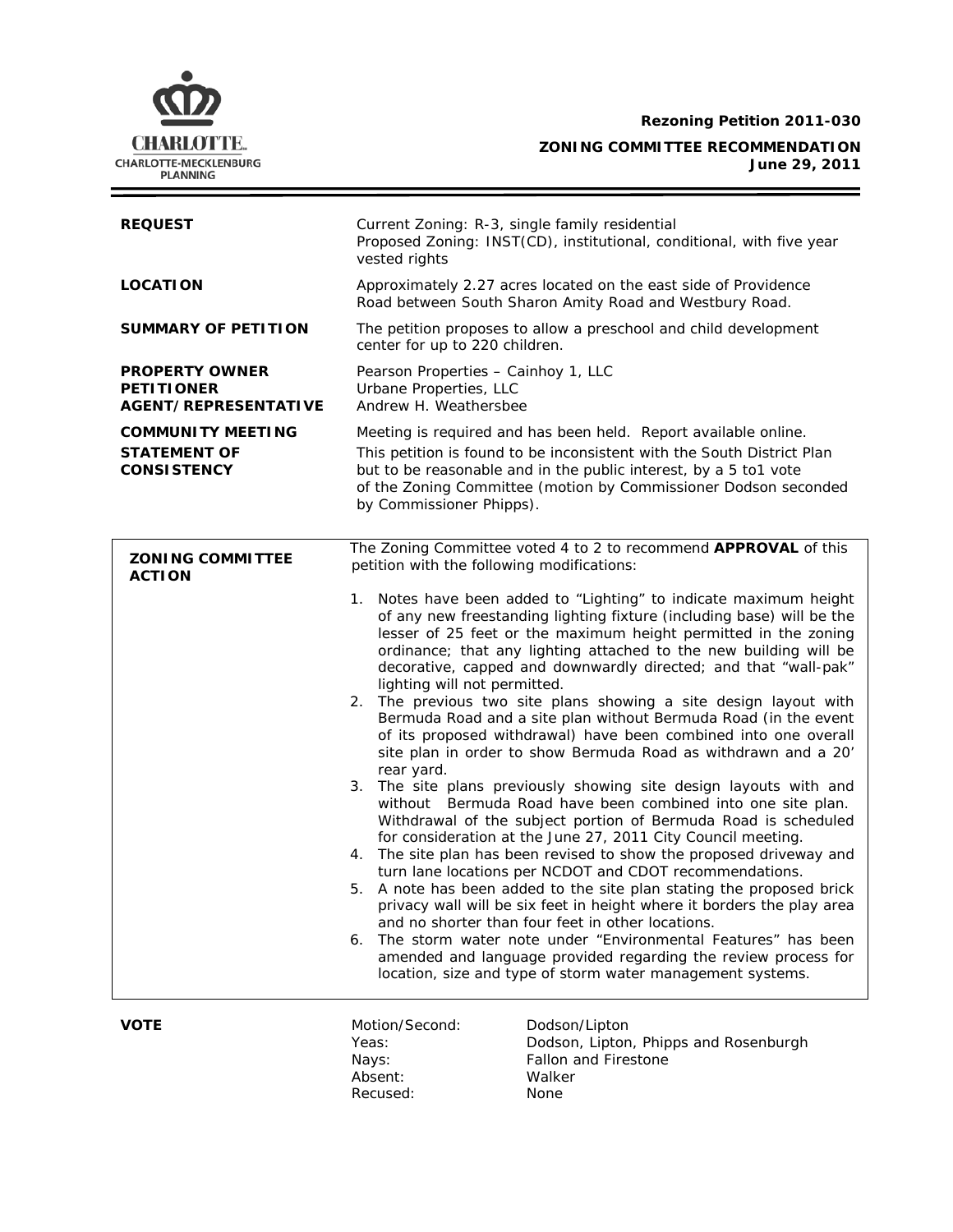**Rezoning Petition 2011-030**

**ZONING COMMITTEE RECOMMENDATION**
**June 29, 2011**

| | |
|---|---|
| **REQUEST** | Current Zoning: R-3, single family residential<br>Proposed Zoning: INST(CD), institutional, conditional, with five year vested rights |
| **LOCATION** | Approximately 2.27 acres located on the east side of Providence Road between South Sharon Amity Road and Westbury Road. |
| **SUMMARY OF PETITION** | The petition proposes to allow a preschool and child development center for up to 220 children. |
| **PROPERTY OWNER**<br>**PETITIONER**<br>**AGENT/REPRESENTATIVE** | Pearson Properties – Cainhoy 1, LLC<br>Urbane Properties, LLC<br>Andrew H. Weathersbee |
| **COMMUNITY MEETING** | Meeting is required and has been held. Report available online. |
| **STATEMENT OF CONSISTENCY** | This petition is found to be inconsistent with the South District Plan but to be reasonable and in the public interest, by a 5 to1 vote of the Zoning Committee (motion by Commissioner Dodson seconded by Commissioner Phipps). |

**ZONING COMMITTEE ACTION**

The Zoning Committee voted 4 to 2 to recommend **APPROVAL** of this petition with the following modifications:

1. Notes have been added to "Lighting" to indicate maximum height of any new freestanding lighting fixture (including base) will be the lesser of 25 feet or the maximum height permitted in the zoning ordinance; that any lighting attached to the new building will be decorative, capped and downwardly directed; and that "wall-pak" lighting will not permitted.
2. The previous two site plans showing a site design layout with Bermuda Road and a site plan without Bermuda Road (in the event of its proposed withdrawal) have been combined into one overall site plan in order to show Bermuda Road as withdrawn and a 20' rear yard.
3. The site plans previously showing site design layouts with and without Bermuda Road have been combined into one site plan. Withdrawal of the subject portion of Bermuda Road is scheduled for consideration at the June 27, 2011 City Council meeting.
4. The site plan has been revised to show the proposed driveway and turn lane locations per NCDOT and CDOT recommendations.
5. A note has been added to the site plan stating the proposed brick privacy wall will be six feet in height where it borders the play area and no shorter than four feet in other locations.
6. The storm water note under "Environmental Features" has been amended and language provided regarding the review process for location, size and type of storm water management systems.

**VOTE**

| | |
|---|---|
| Motion/Second: | Dodson/Lipton |
| Yeas: | Dodson, Lipton, Phipps and Rosenburgh |
| Nays: | Fallon and Firestone |
| Absent: | Walker |
| Recused: | None |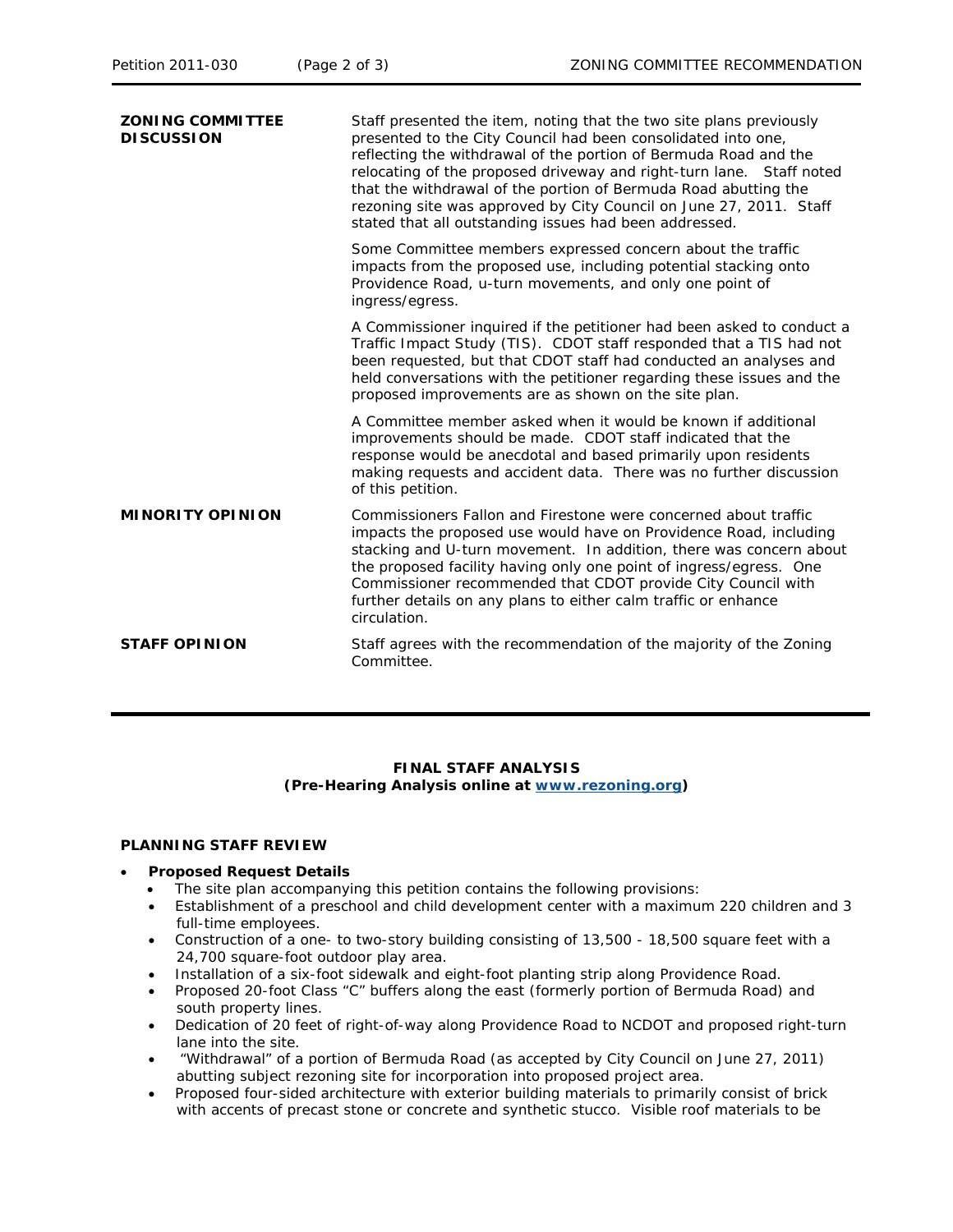| | |
|---|---|
| **ZONING COMMITTEE DISCUSSION** | Staff presented the item, noting that the two site plans previously presented to the City Council had been consolidated into one, reflecting the withdrawal of the portion of Bermuda Road and the relocating of the proposed driveway and right-turn lane. Staff noted that the withdrawal of the portion of Bermuda Road abutting the rezoning site was approved by City Council on June 27, 2011. Staff stated that all outstanding issues had been addressed.<br><br>Some Committee members expressed concern about the traffic impacts from the proposed use, including potential stacking onto Providence Road, u-turn movements, and only one point of ingress/egress.<br><br>A Commissioner inquired if the petitioner had been asked to conduct a Traffic Impact Study (TIS). CDOT staff responded that a TIS had not been requested, but that CDOT staff had conducted an analyses and held conversations with the petitioner regarding these issues and the proposed improvements are as shown on the site plan.<br><br>A Committee member asked when it would be known if additional improvements should be made. CDOT staff indicated that the response would be anecdotal and based primarily upon residents making requests and accident data. There was no further discussion of this petition. |
| **MINORITY OPINION** | Commissioners Fallon and Firestone were concerned about traffic impacts the proposed use would have on Providence Road, including stacking and U-turn movement. In addition, there was concern about the proposed facility having only one point of ingress/egress. One Commissioner recommended that CDOT provide City Council with further details on any plans to either calm traffic or enhance circulation. |
| **STAFF OPINION** | Staff agrees with the recommendation of the majority of the Zoning Committee. |

**FINAL STAFF ANALYSIS**
**(Pre-Hearing Analysis online at [www.rezoning.org](www.rezoning.org))**

**PLANNING STAFF REVIEW**

- ***Proposed Request Details***
  - The site plan accompanying this petition contains the following provisions:
  - Establishment of a preschool and child development center with a maximum 220 children and 3 full-time employees.
  - Construction of a one- to two-story building consisting of 13,500 - 18,500 square feet with a 24,700 square-foot outdoor play area.
  - Installation of a six-foot sidewalk and eight-foot planting strip along Providence Road.
  - Proposed 20-foot Class "C" buffers along the east (formerly portion of Bermuda Road) and south property lines.
  - Dedication of 20 feet of right-of-way along Providence Road to NCDOT and proposed right-turn lane into the site.
  - "Withdrawal" of a portion of Bermuda Road (as accepted by City Council on June 27, 2011) abutting subject rezoning site for incorporation into proposed project area.
  - Proposed four-sided architecture with exterior building materials to primarily consist of brick with accents of precast stone or concrete and synthetic stucco. Visible roof materials to be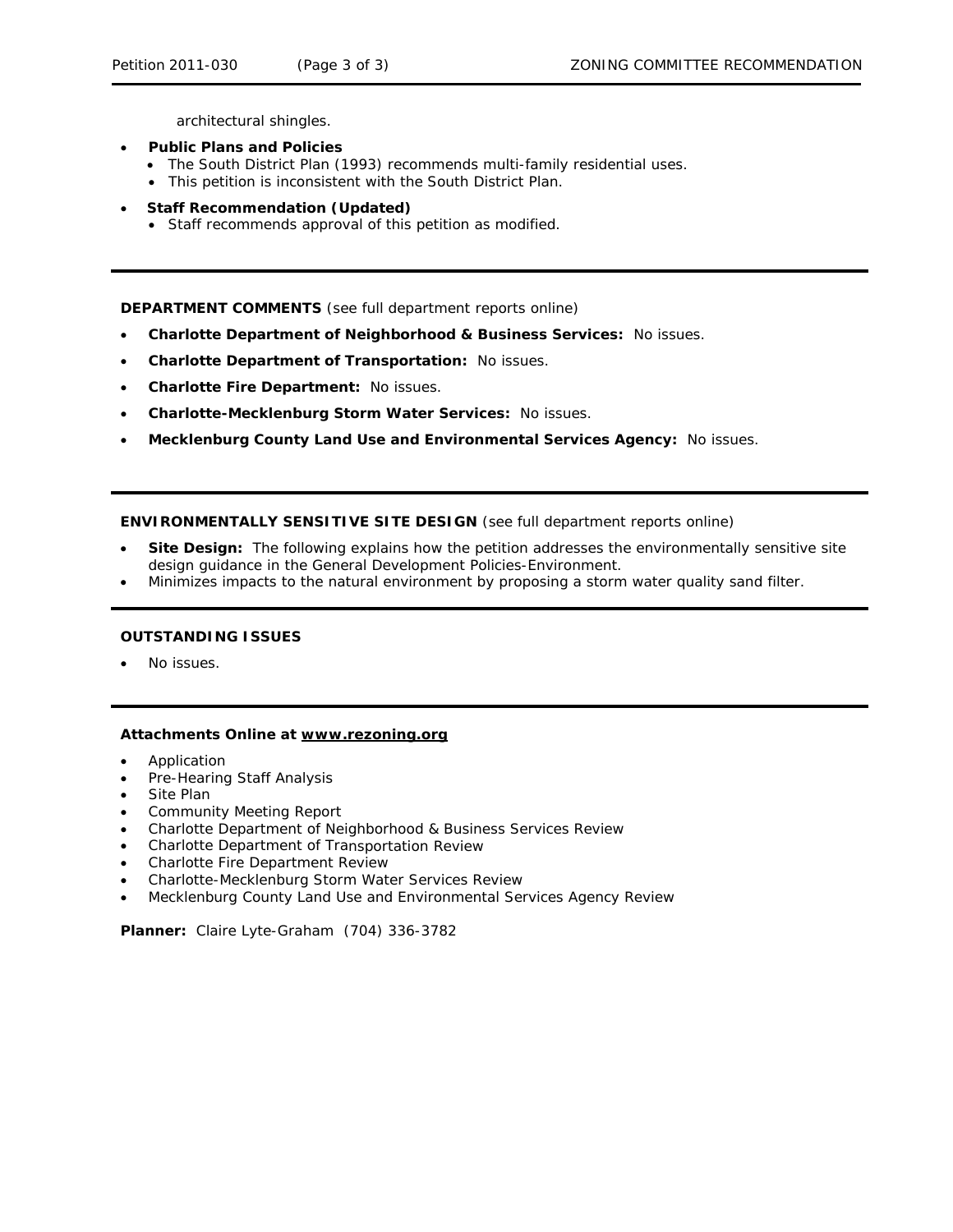architectural shingles.

- **Public Plans and Policies**
  - The South District Plan (1993) recommends multi-family residential uses.
  - This petition is inconsistent with the South District Plan.
- **Staff Recommendation (Updated)**
  - Staff recommends approval of this petition as modified.

---

**DEPARTMENT COMMENTS** (see full department reports online)

- **Charlotte Department of Neighborhood & Business Services:** No issues.
- **Charlotte Department of Transportation:** No issues.
- **Charlotte Fire Department:** No issues.
- **Charlotte-Mecklenburg Storm Water Services:** No issues.
- **Mecklenburg County Land Use and Environmental Services Agency:** No issues.

---

**ENVIRONMENTALLY SENSITIVE SITE DESIGN** (see full department reports online)

- **Site Design:** The following explains how the petition addresses the environmentally sensitive site design guidance in the General Development Policies-Environment.
- Minimizes impacts to the natural environment by proposing a storm water quality sand filter.

---

**OUTSTANDING ISSUES**

- No issues.

---

**Attachments Online at www.rezoning.org**

- Application
- Pre-Hearing Staff Analysis
- Site Plan
- Community Meeting Report
- Charlotte Department of Neighborhood & Business Services Review
- Charlotte Department of Transportation Review
- Charlotte Fire Department Review
- Charlotte-Mecklenburg Storm Water Services Review
- Mecklenburg County Land Use and Environmental Services Agency Review

**Planner:** Claire Lyte-Graham (704) 336-3782